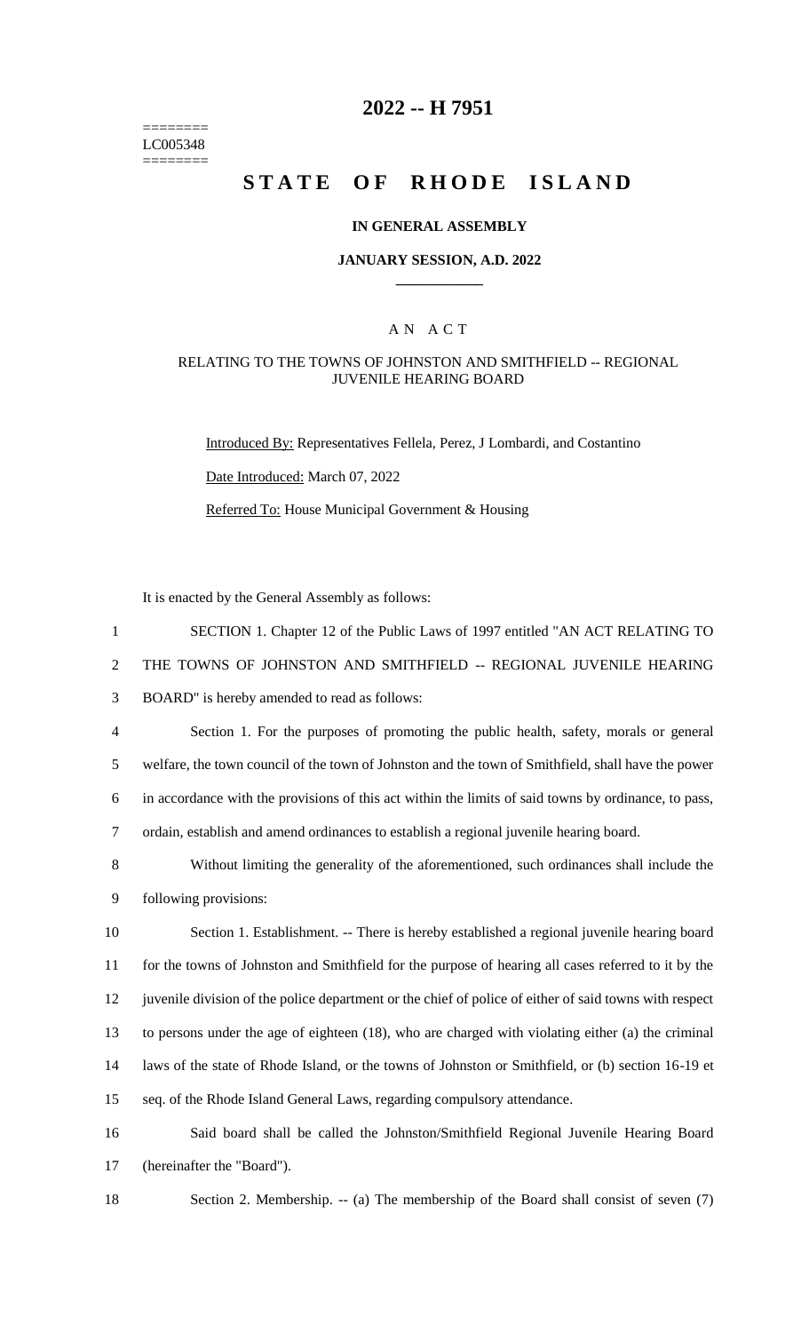========
LC005348
========

# 2022 -- H 7951

# STATE OF RHODE ISLAND

**IN GENERAL ASSEMBLY**

**JANUARY SESSION, A.D. 2022**

____________

A N A C T

RELATING TO THE TOWNS OF JOHNSTON AND SMITHFIELD -- REGIONAL JUVENILE HEARING BOARD

Introduced By: Representatives Fellela, Perez, J Lombardi, and Costantino

Date Introduced: March 07, 2022

Referred To: House Municipal Government & Housing

It is enacted by the General Assembly as follows:

1 SECTION 1. Chapter 12 of the Public Laws of 1997 entitled "AN ACT RELATING TO
2 THE TOWNS OF JOHNSTON AND SMITHFIELD -- REGIONAL JUVENILE HEARING
3 BOARD" is hereby amended to read as follows:

4 Section 1. For the purposes of promoting the public health, safety, morals or general
5 welfare, the town council of the town of Johnston and the town of Smithfield, shall have the power
6 in accordance with the provisions of this act within the limits of said towns by ordinance, to pass,
7 ordain, establish and amend ordinances to establish a regional juvenile hearing board.

8 Without limiting the generality of the aforementioned, such ordinances shall include the
9 following provisions:

10 Section 1. Establishment. -- There is hereby established a regional juvenile hearing board
11 for the towns of Johnston and Smithfield for the purpose of hearing all cases referred to it by the
12 juvenile division of the police department or the chief of police of either of said towns with respect
13 to persons under the age of eighteen (18), who are charged with violating either (a) the criminal
14 laws of the state of Rhode Island, or the towns of Johnston or Smithfield, or (b) section 16-19 et
15 seq. of the Rhode Island General Laws, regarding compulsory attendance.

16 Said board shall be called the Johnston/Smithfield Regional Juvenile Hearing Board
17 (hereinafter the "Board").

18 Section 2. Membership. -- (a) The membership of the Board shall consist of seven (7)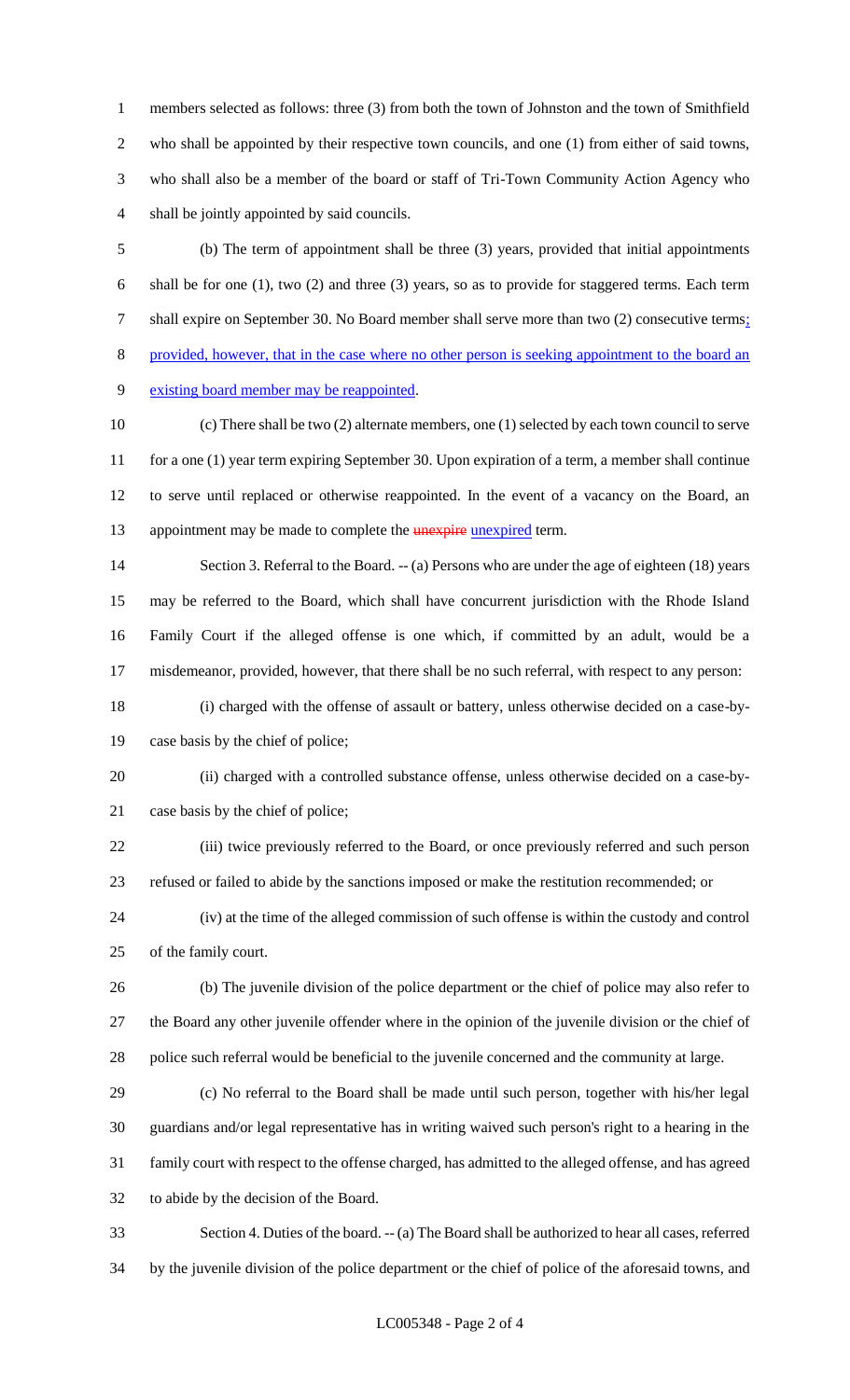members selected as follows: three (3) from both the town of Johnston and the town of Smithfield who shall be appointed by their respective town councils, and one (1) from either of said towns, who shall also be a member of the board or staff of Tri-Town Community Action Agency who shall be jointly appointed by said councils.

(b) The term of appointment shall be three (3) years, provided that initial appointments shall be for one (1), two (2) and three (3) years, so as to provide for staggered terms. Each term shall expire on September 30. No Board member shall serve more than two (2) consecutive terms; provided, however, that in the case where no other person is seeking appointment to the board an existing board member may be reappointed.

(c) There shall be two (2) alternate members, one (1) selected by each town council to serve for a one (1) year term expiring September 30. Upon expiration of a term, a member shall continue to serve until replaced or otherwise reappointed. In the event of a vacancy on the Board, an appointment may be made to complete the ~~unexpire~~ unexpired term.

Section 3. Referral to the Board. -- (a) Persons who are under the age of eighteen (18) years may be referred to the Board, which shall have concurrent jurisdiction with the Rhode Island Family Court if the alleged offense is one which, if committed by an adult, would be a misdemeanor, provided, however, that there shall be no such referral, with respect to any person:

(i) charged with the offense of assault or battery, unless otherwise decided on a case-by-case basis by the chief of police;

(ii) charged with a controlled substance offense, unless otherwise decided on a case-by-case basis by the chief of police;

(iii) twice previously referred to the Board, or once previously referred and such person refused or failed to abide by the sanctions imposed or make the restitution recommended; or

(iv) at the time of the alleged commission of such offense is within the custody and control of the family court.

(b) The juvenile division of the police department or the chief of police may also refer to the Board any other juvenile offender where in the opinion of the juvenile division or the chief of police such referral would be beneficial to the juvenile concerned and the community at large.

(c) No referral to the Board shall be made until such person, together with his/her legal guardians and/or legal representative has in writing waived such person's right to a hearing in the family court with respect to the offense charged, has admitted to the alleged offense, and has agreed to abide by the decision of the Board.

Section 4. Duties of the board. -- (a) The Board shall be authorized to hear all cases, referred by the juvenile division of the police department or the chief of police of the aforesaid towns, and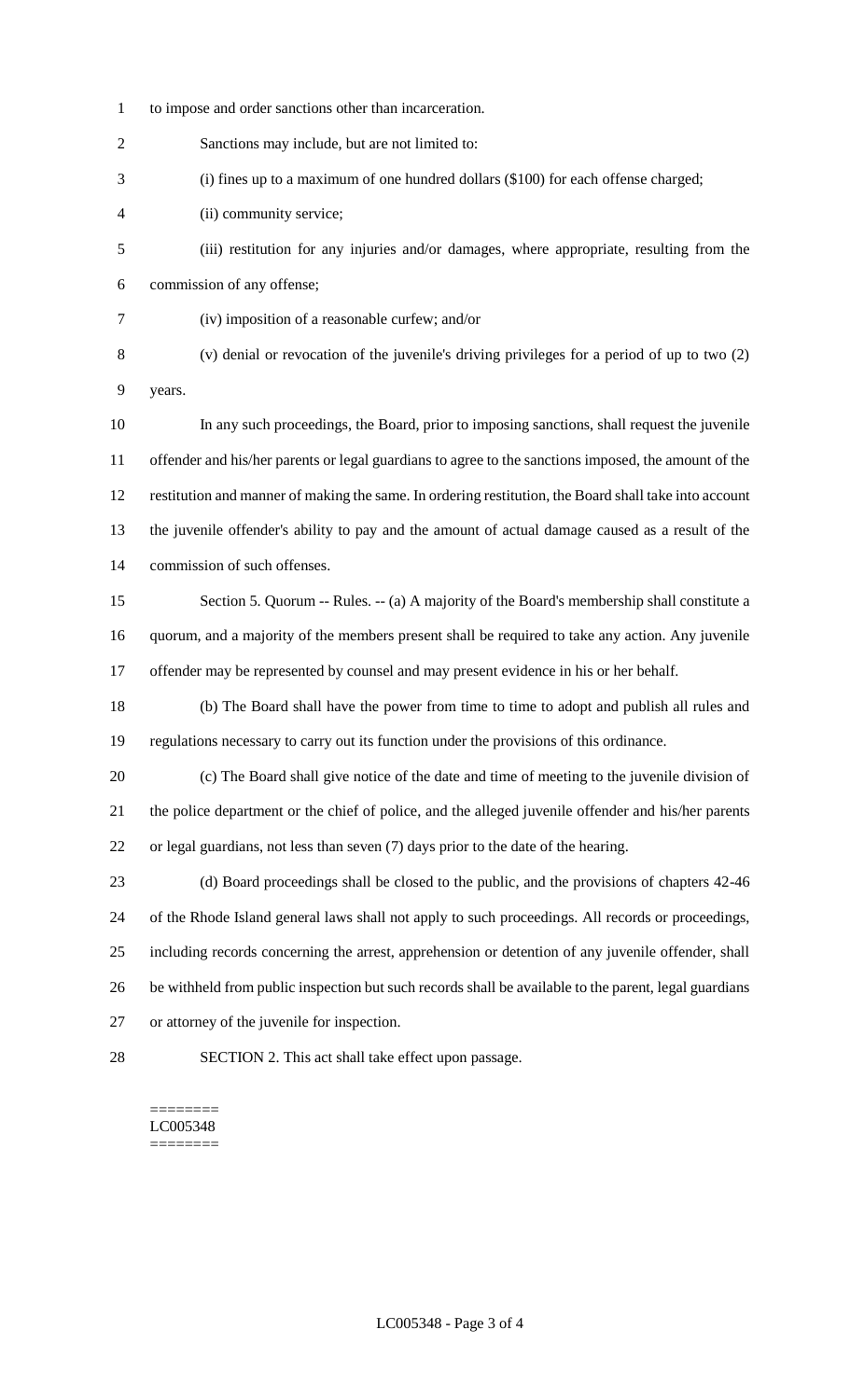to impose and order sanctions other than incarceration.

Sanctions may include, but are not limited to:

(i) fines up to a maximum of one hundred dollars ($100) for each offense charged;

(ii) community service;

(iii) restitution for any injuries and/or damages, where appropriate, resulting from the commission of any offense;

(iv) imposition of a reasonable curfew; and/or

(v) denial or revocation of the juvenile's driving privileges for a period of up to two (2) years.

In any such proceedings, the Board, prior to imposing sanctions, shall request the juvenile offender and his/her parents or legal guardians to agree to the sanctions imposed, the amount of the restitution and manner of making the same. In ordering restitution, the Board shall take into account the juvenile offender's ability to pay and the amount of actual damage caused as a result of the commission of such offenses.

Section 5. Quorum -- Rules. -- (a) A majority of the Board's membership shall constitute a quorum, and a majority of the members present shall be required to take any action. Any juvenile offender may be represented by counsel and may present evidence in his or her behalf.

(b) The Board shall have the power from time to time to adopt and publish all rules and regulations necessary to carry out its function under the provisions of this ordinance.

(c) The Board shall give notice of the date and time of meeting to the juvenile division of the police department or the chief of police, and the alleged juvenile offender and his/her parents or legal guardians, not less than seven (7) days prior to the date of the hearing.

(d) Board proceedings shall be closed to the public, and the provisions of chapters 42-46 of the Rhode Island general laws shall not apply to such proceedings. All records or proceedings, including records concerning the arrest, apprehension or detention of any juvenile offender, shall be withheld from public inspection but such records shall be available to the parent, legal guardians or attorney of the juvenile for inspection.

SECTION 2. This act shall take effect upon passage.

========
LC005348
========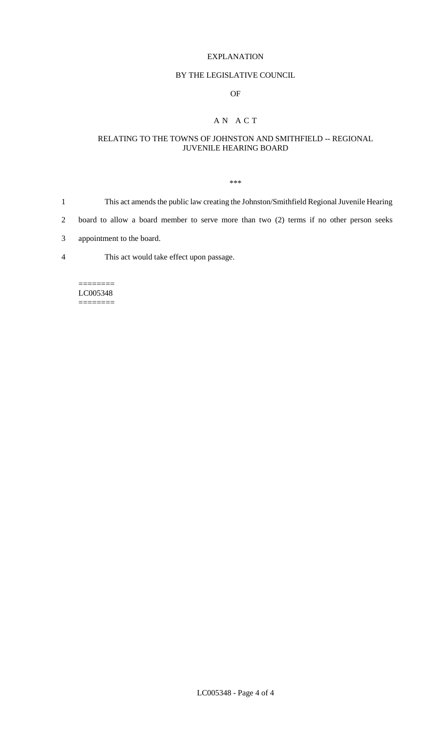EXPLANATION

BY THE LEGISLATIVE COUNCIL

OF

A N A C T

RELATING TO THE TOWNS OF JOHNSTON AND SMITHFIELD -- REGIONAL JUVENILE HEARING BOARD

***

1 This act amends the public law creating the Johnston/Smithfield Regional Juvenile Hearing
2 board to allow a board member to serve more than two (2) terms if no other person seeks
3 appointment to the board.
4 This act would take effect upon passage.

========
LC005348
========